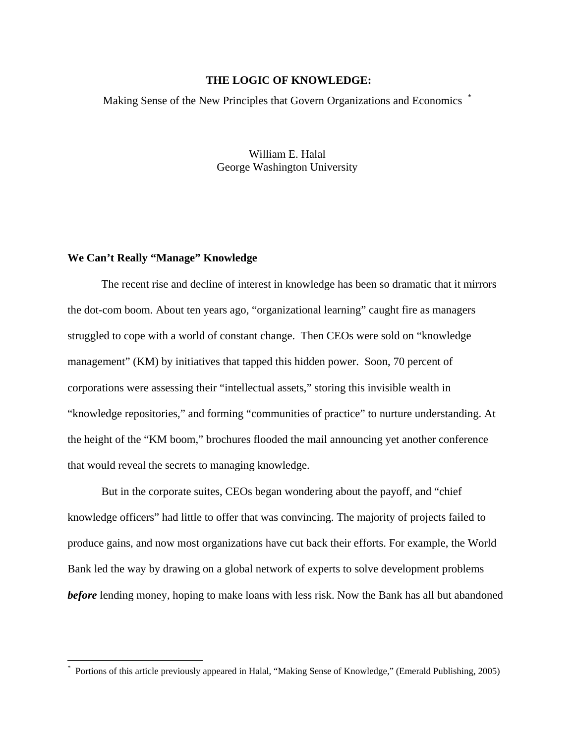# THE LOGIC OF KNOWLEDGE:

Making Sense of the New Principles that Govern Organizations and Economics [*]

William E. Halal
George Washington University

## We Can't Really "Manage" Knowledge

The recent rise and decline of interest in knowledge has been so dramatic that it mirrors the dot-com boom. About ten years ago, "organizational learning" caught fire as managers struggled to cope with a world of constant change. Then CEOs were sold on "knowledge management" (KM) by initiatives that tapped this hidden power. Soon, 70 percent of corporations were assessing their "intellectual assets," storing this invisible wealth in "knowledge repositories," and forming "communities of practice" to nurture understanding. At the height of the "KM boom," brochures flooded the mail announcing yet another conference that would reveal the secrets to managing knowledge.

But in the corporate suites, CEOs began wondering about the payoff, and "chief knowledge officers" had little to offer that was convincing. The majority of projects failed to produce gains, and now most organizations have cut back their efforts. For example, the World Bank led the way by drawing on a global network of experts to solve development problems ***before*** lending money, hoping to make loans with less risk. Now the Bank has all but abandoned

---

[*] Portions of this article previously appeared in Halal, "Making Sense of Knowledge," (Emerald Publishing, 2005)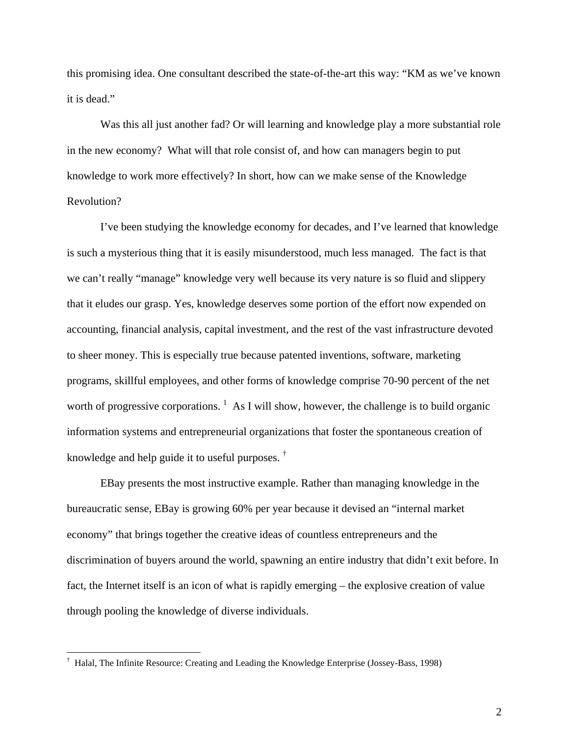this promising idea. One consultant described the state-of-the-art this way: "KM as we've known it is dead."

Was this all just another fad? Or will learning and knowledge play a more substantial role in the new economy? What will that role consist of, and how can managers begin to put knowledge to work more effectively? In short, how can we make sense of the Knowledge Revolution?

I've been studying the knowledge economy for decades, and I've learned that knowledge is such a mysterious thing that it is easily misunderstood, much less managed. The fact is that we can't really "manage" knowledge very well because its very nature is so fluid and slippery that it eludes our grasp. Yes, knowledge deserves some portion of the effort now expended on accounting, financial analysis, capital investment, and the rest of the vast infrastructure devoted to sheer money. This is especially true because patented inventions, software, marketing programs, skillful employees, and other forms of knowledge comprise 70-90 percent of the net worth of progressive corporations. [1] As I will show, however, the challenge is to build organic information systems and entrepreneurial organizations that foster the spontaneous creation of knowledge and help guide it to useful purposes. [†]

EBay presents the most instructive example. Rather than managing knowledge in the bureaucratic sense, EBay is growing 60% per year because it devised an "internal market economy" that brings together the creative ideas of countless entrepreneurs and the discrimination of buyers around the world, spawning an entire industry that didn't exit before. In fact, the Internet itself is an icon of what is rapidly emerging – the explosive creation of value through pooling the knowledge of diverse individuals.

---

[†] Halal, The Infinite Resource: Creating and Leading the Knowledge Enterprise (Jossey-Bass, 1998)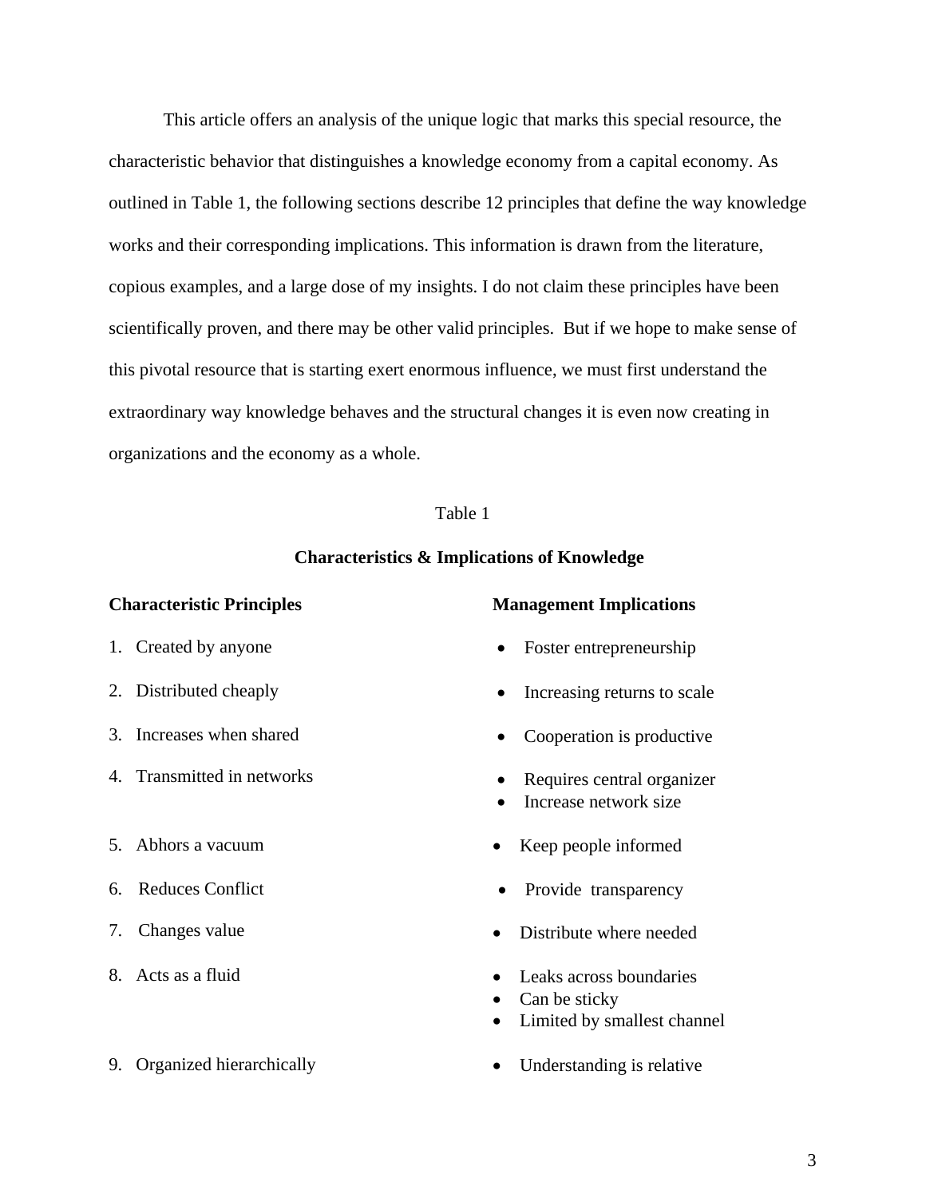This article offers an analysis of the unique logic that marks this special resource, the characteristic behavior that distinguishes a knowledge economy from a capital economy. As outlined in Table 1, the following sections describe 12 principles that define the way knowledge works and their corresponding implications. This information is drawn from the literature, copious examples, and a large dose of my insights. I do not claim these principles have been scientifically proven, and there may be other valid principles. But if we hope to make sense of this pivotal resource that is starting exert enormous influence, we must first understand the extraordinary way knowledge behaves and the structural changes it is even now creating in organizations and the economy as a whole.

Table 1

**Characteristics & Implications of Knowledge**

| **Characteristic Principles** | **Management Implications** |
|---|---|
| 1. Created by anyone | • Foster entrepreneurship |
| 2. Distributed cheaply | • Increasing returns to scale |
| 3. Increases when shared | • Cooperation is productive |
| 4. Transmitted in networks | • Requires central organizer<br>• Increase network size |
| 5. Abhors a vacuum | • Keep people informed |
| 6. Reduces Conflict | • Provide transparency |
| 7. Changes value | • Distribute where needed |
| 8. Acts as a fluid | • Leaks across boundaries<br>• Can be sticky<br>• Limited by smallest channel |
| 9. Organized hierarchically | • Understanding is relative |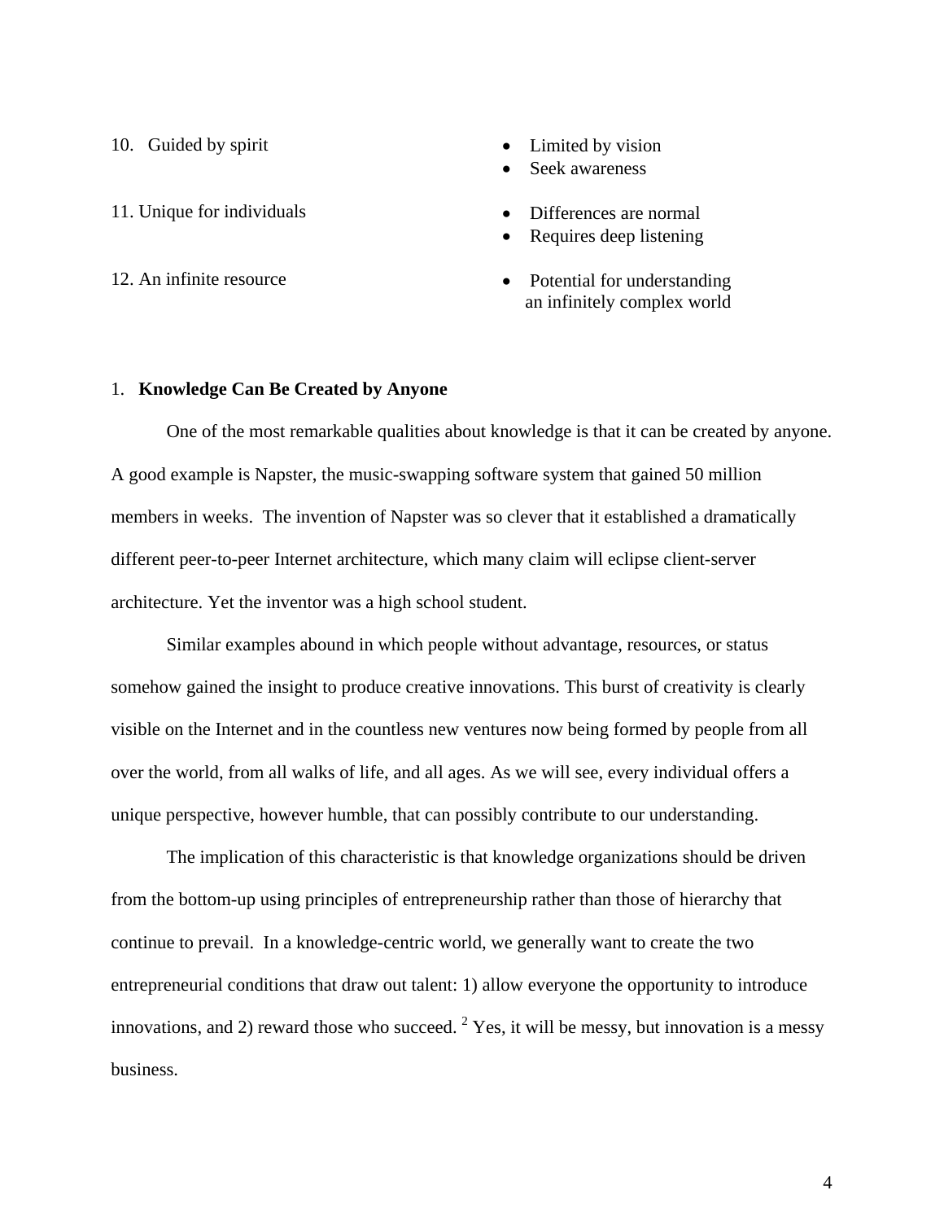| | |
|---|---|
| 10. Guided by spirit | • Limited by vision<br>• Seek awareness |
| 11. Unique for individuals | • Differences are normal<br>• Requires deep listening |
| 12. An infinite resource | • Potential for understanding an infinitely complex world |

1. **Knowledge Can Be Created by Anyone**

One of the most remarkable qualities about knowledge is that it can be created by anyone. A good example is Napster, the music-swapping software system that gained 50 million members in weeks. The invention of Napster was so clever that it established a dramatically different peer-to-peer Internet architecture, which many claim will eclipse client-server architecture. Yet the inventor was a high school student.

Similar examples abound in which people without advantage, resources, or status somehow gained the insight to produce creative innovations. This burst of creativity is clearly visible on the Internet and in the countless new ventures now being formed by people from all over the world, from all walks of life, and all ages. As we will see, every individual offers a unique perspective, however humble, that can possibly contribute to our understanding.

The implication of this characteristic is that knowledge organizations should be driven from the bottom-up using principles of entrepreneurship rather than those of hierarchy that continue to prevail. In a knowledge-centric world, we generally want to create the two entrepreneurial conditions that draw out talent: 1) allow everyone the opportunity to introduce innovations, and 2) reward those who succeed. [2] Yes, it will be messy, but innovation is a messy business.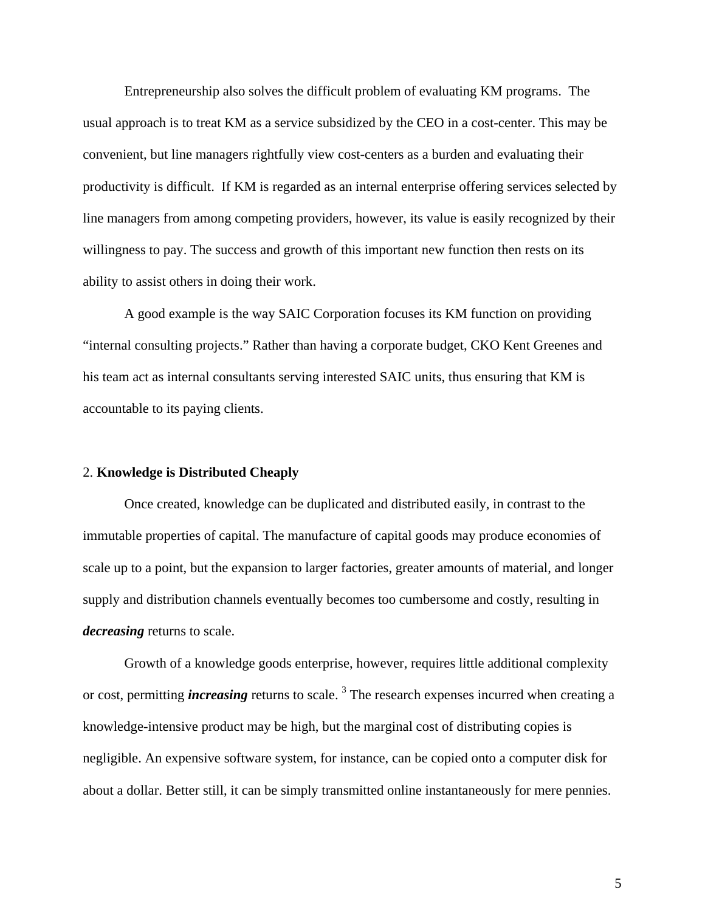Entrepreneurship also solves the difficult problem of evaluating KM programs. The usual approach is to treat KM as a service subsidized by the CEO in a cost-center. This may be convenient, but line managers rightfully view cost-centers as a burden and evaluating their productivity is difficult. If KM is regarded as an internal enterprise offering services selected by line managers from among competing providers, however, its value is easily recognized by their willingness to pay. The success and growth of this important new function then rests on its ability to assist others in doing their work.

A good example is the way SAIC Corporation focuses its KM function on providing "internal consulting projects." Rather than having a corporate budget, CKO Kent Greenes and his team act as internal consultants serving interested SAIC units, thus ensuring that KM is accountable to its paying clients.

## 2. **Knowledge is Distributed Cheaply**

Once created, knowledge can be duplicated and distributed easily, in contrast to the immutable properties of capital. The manufacture of capital goods may produce economies of scale up to a point, but the expansion to larger factories, greater amounts of material, and longer supply and distribution channels eventually becomes too cumbersome and costly, resulting in ***decreasing*** returns to scale.

Growth of a knowledge goods enterprise, however, requires little additional complexity or cost, permitting ***increasing*** returns to scale. [3] The research expenses incurred when creating a knowledge-intensive product may be high, but the marginal cost of distributing copies is negligible. An expensive software system, for instance, can be copied onto a computer disk for about a dollar. Better still, it can be simply transmitted online instantaneously for mere pennies.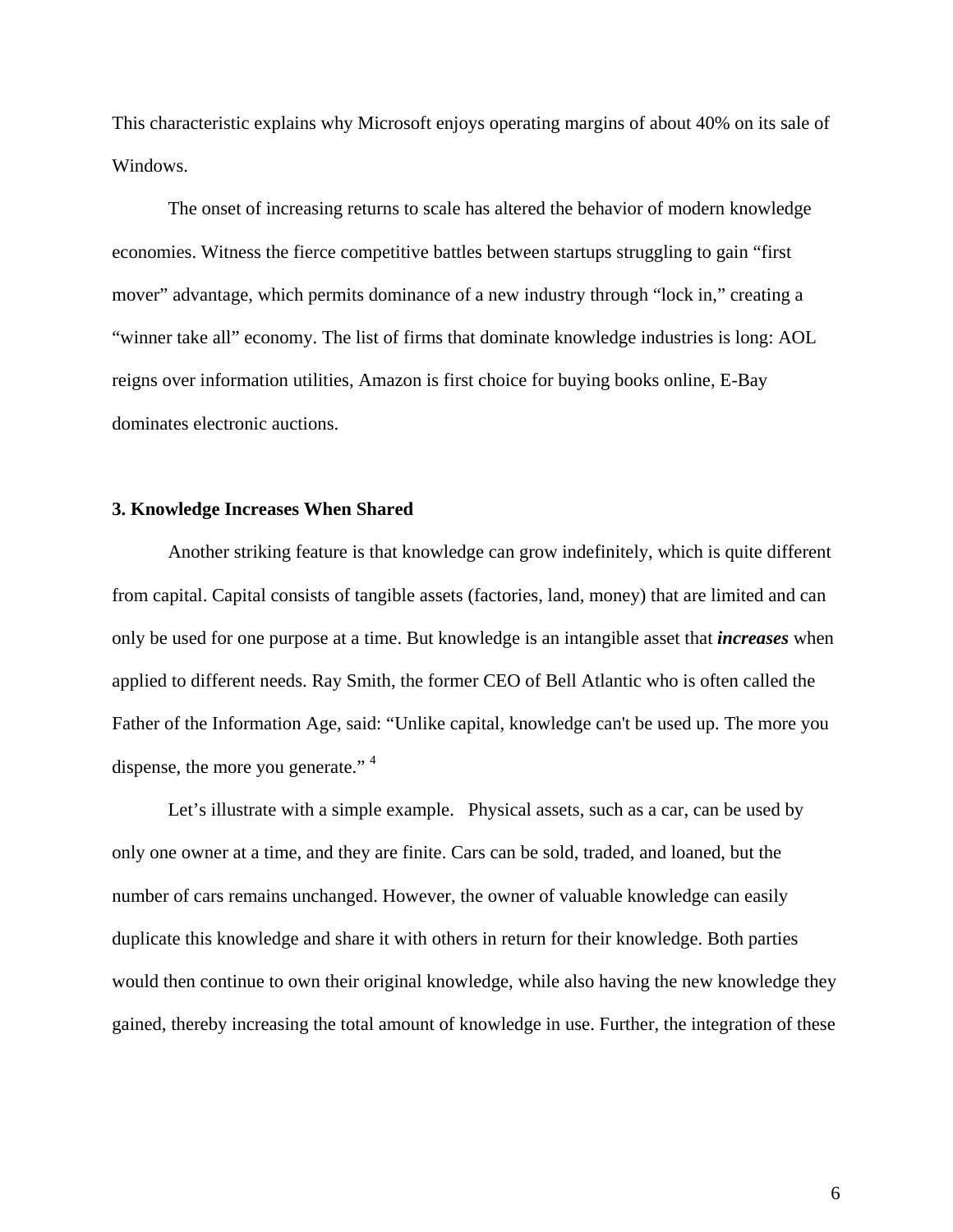This characteristic explains why Microsoft enjoys operating margins of about 40% on its sale of Windows.

The onset of increasing returns to scale has altered the behavior of modern knowledge economies. Witness the fierce competitive battles between startups struggling to gain "first mover" advantage, which permits dominance of a new industry through "lock in," creating a "winner take all" economy. The list of firms that dominate knowledge industries is long: AOL reigns over information utilities, Amazon is first choice for buying books online, E-Bay dominates electronic auctions.

### 3. Knowledge Increases When Shared

Another striking feature is that knowledge can grow indefinitely, which is quite different from capital. Capital consists of tangible assets (factories, land, money) that are limited and can only be used for one purpose at a time. But knowledge is an intangible asset that ***increases*** when applied to different needs. Ray Smith, the former CEO of Bell Atlantic who is often called the Father of the Information Age, said: "Unlike capital, knowledge can't be used up. The more you dispense, the more you generate." [4]

Let's illustrate with a simple example. Physical assets, such as a car, can be used by only one owner at a time, and they are finite. Cars can be sold, traded, and loaned, but the number of cars remains unchanged. However, the owner of valuable knowledge can easily duplicate this knowledge and share it with others in return for their knowledge. Both parties would then continue to own their original knowledge, while also having the new knowledge they gained, thereby increasing the total amount of knowledge in use. Further, the integration of these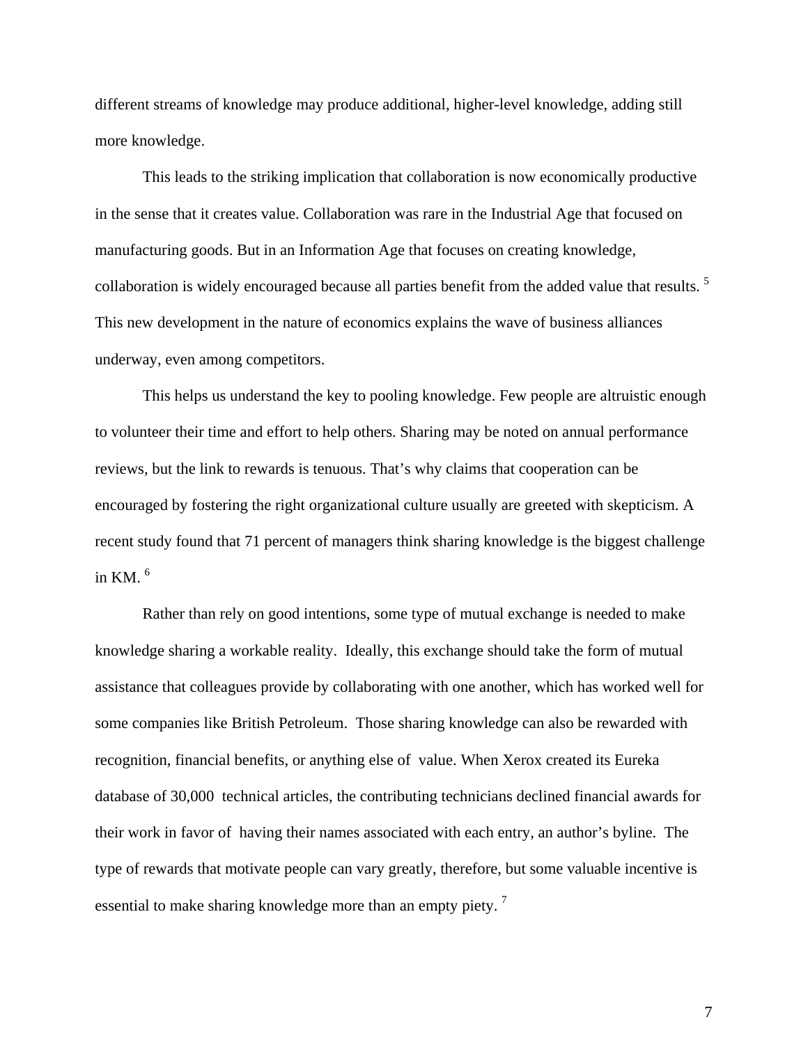different streams of knowledge may produce additional, higher-level knowledge, adding still more knowledge.

This leads to the striking implication that collaboration is now economically productive in the sense that it creates value. Collaboration was rare in the Industrial Age that focused on manufacturing goods. But in an Information Age that focuses on creating knowledge, collaboration is widely encouraged because all parties benefit from the added value that results. [5] This new development in the nature of economics explains the wave of business alliances underway, even among competitors.

This helps us understand the key to pooling knowledge. Few people are altruistic enough to volunteer their time and effort to help others. Sharing may be noted on annual performance reviews, but the link to rewards is tenuous. That's why claims that cooperation can be encouraged by fostering the right organizational culture usually are greeted with skepticism. A recent study found that 71 percent of managers think sharing knowledge is the biggest challenge in KM. [6]

Rather than rely on good intentions, some type of mutual exchange is needed to make knowledge sharing a workable reality. Ideally, this exchange should take the form of mutual assistance that colleagues provide by collaborating with one another, which has worked well for some companies like British Petroleum. Those sharing knowledge can also be rewarded with recognition, financial benefits, or anything else of value. When Xerox created its Eureka database of 30,000 technical articles, the contributing technicians declined financial awards for their work in favor of having their names associated with each entry, an author's byline. The type of rewards that motivate people can vary greatly, therefore, but some valuable incentive is essential to make sharing knowledge more than an empty piety. [7]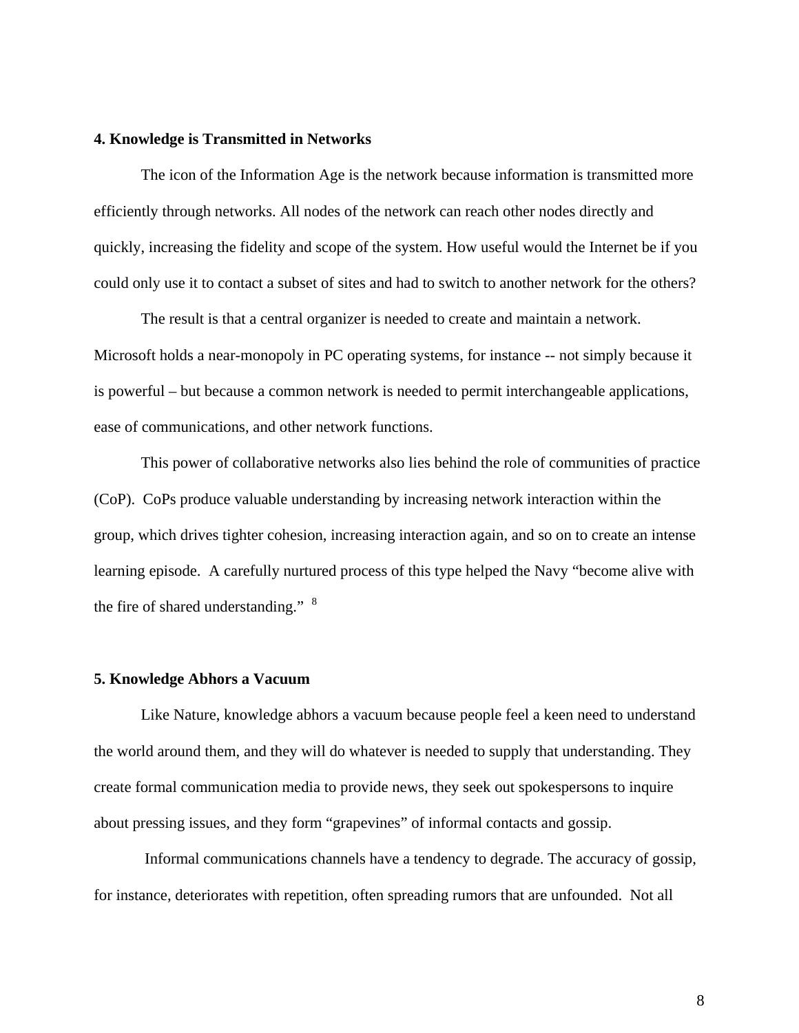**4. Knowledge is Transmitted in Networks**

The icon of the Information Age is the network because information is transmitted more efficiently through networks. All nodes of the network can reach other nodes directly and quickly, increasing the fidelity and scope of the system. How useful would the Internet be if you could only use it to contact a subset of sites and had to switch to another network for the others?

The result is that a central organizer is needed to create and maintain a network. Microsoft holds a near-monopoly in PC operating systems, for instance -- not simply because it is powerful – but because a common network is needed to permit interchangeable applications, ease of communications, and other network functions.

This power of collaborative networks also lies behind the role of communities of practice (CoP). CoPs produce valuable understanding by increasing network interaction within the group, which drives tighter cohesion, increasing interaction again, and so on to create an intense learning episode. A carefully nurtured process of this type helped the Navy "become alive with the fire of shared understanding." [8]

**5. Knowledge Abhors a Vacuum**

Like Nature, knowledge abhors a vacuum because people feel a keen need to understand the world around them, and they will do whatever is needed to supply that understanding. They create formal communication media to provide news, they seek out spokespersons to inquire about pressing issues, and they form "grapevines" of informal contacts and gossip.

Informal communications channels have a tendency to degrade. The accuracy of gossip, for instance, deteriorates with repetition, often spreading rumors that are unfounded. Not all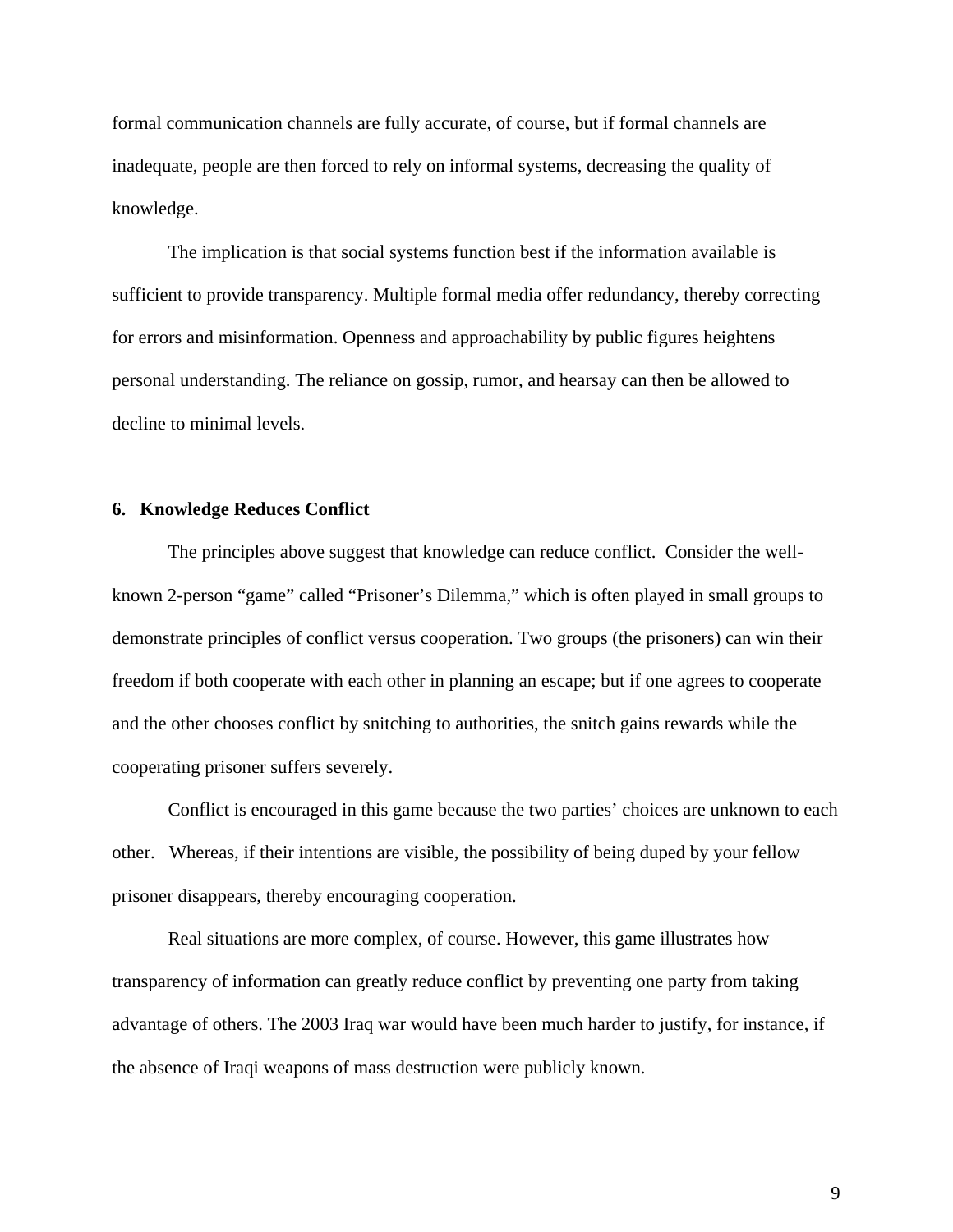formal communication channels are fully accurate, of course, but if formal channels are inadequate, people are then forced to rely on informal systems, decreasing the quality of knowledge.

The implication is that social systems function best if the information available is sufficient to provide transparency. Multiple formal media offer redundancy, thereby correcting for errors and misinformation. Openness and approachability by public figures heightens personal understanding. The reliance on gossip, rumor, and hearsay can then be allowed to decline to minimal levels.

## 6. Knowledge Reduces Conflict

The principles above suggest that knowledge can reduce conflict. Consider the well-known 2-person "game" called "Prisoner's Dilemma," which is often played in small groups to demonstrate principles of conflict versus cooperation. Two groups (the prisoners) can win their freedom if both cooperate with each other in planning an escape; but if one agrees to cooperate and the other chooses conflict by snitching to authorities, the snitch gains rewards while the cooperating prisoner suffers severely.

Conflict is encouraged in this game because the two parties' choices are unknown to each other. Whereas, if their intentions are visible, the possibility of being duped by your fellow prisoner disappears, thereby encouraging cooperation.

Real situations are more complex, of course. However, this game illustrates how transparency of information can greatly reduce conflict by preventing one party from taking advantage of others. The 2003 Iraq war would have been much harder to justify, for instance, if the absence of Iraqi weapons of mass destruction were publicly known.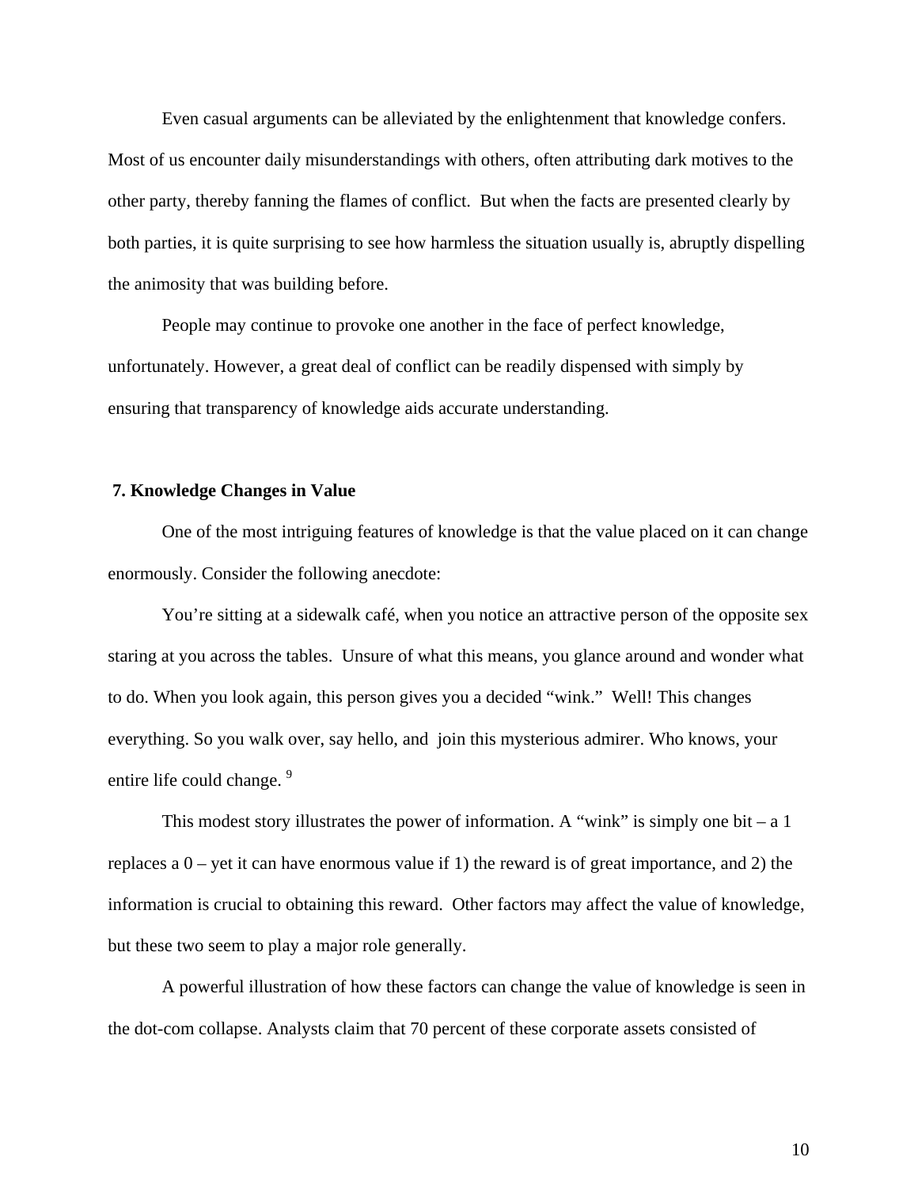Even casual arguments can be alleviated by the enlightenment that knowledge confers. Most of us encounter daily misunderstandings with others, often attributing dark motives to the other party, thereby fanning the flames of conflict. But when the facts are presented clearly by both parties, it is quite surprising to see how harmless the situation usually is, abruptly dispelling the animosity that was building before.

People may continue to provoke one another in the face of perfect knowledge, unfortunately. However, a great deal of conflict can be readily dispensed with simply by ensuring that transparency of knowledge aids accurate understanding.

### 7. Knowledge Changes in Value

One of the most intriguing features of knowledge is that the value placed on it can change enormously. Consider the following anecdote:

You're sitting at a sidewalk café, when you notice an attractive person of the opposite sex staring at you across the tables. Unsure of what this means, you glance around and wonder what to do. When you look again, this person gives you a decided "wink." Well! This changes everything. So you walk over, say hello, and join this mysterious admirer. Who knows, your entire life could change. [9]

This modest story illustrates the power of information. A "wink" is simply one bit – a 1 replaces a 0 – yet it can have enormous value if 1) the reward is of great importance, and 2) the information is crucial to obtaining this reward. Other factors may affect the value of knowledge, but these two seem to play a major role generally.

A powerful illustration of how these factors can change the value of knowledge is seen in the dot-com collapse. Analysts claim that 70 percent of these corporate assets consisted of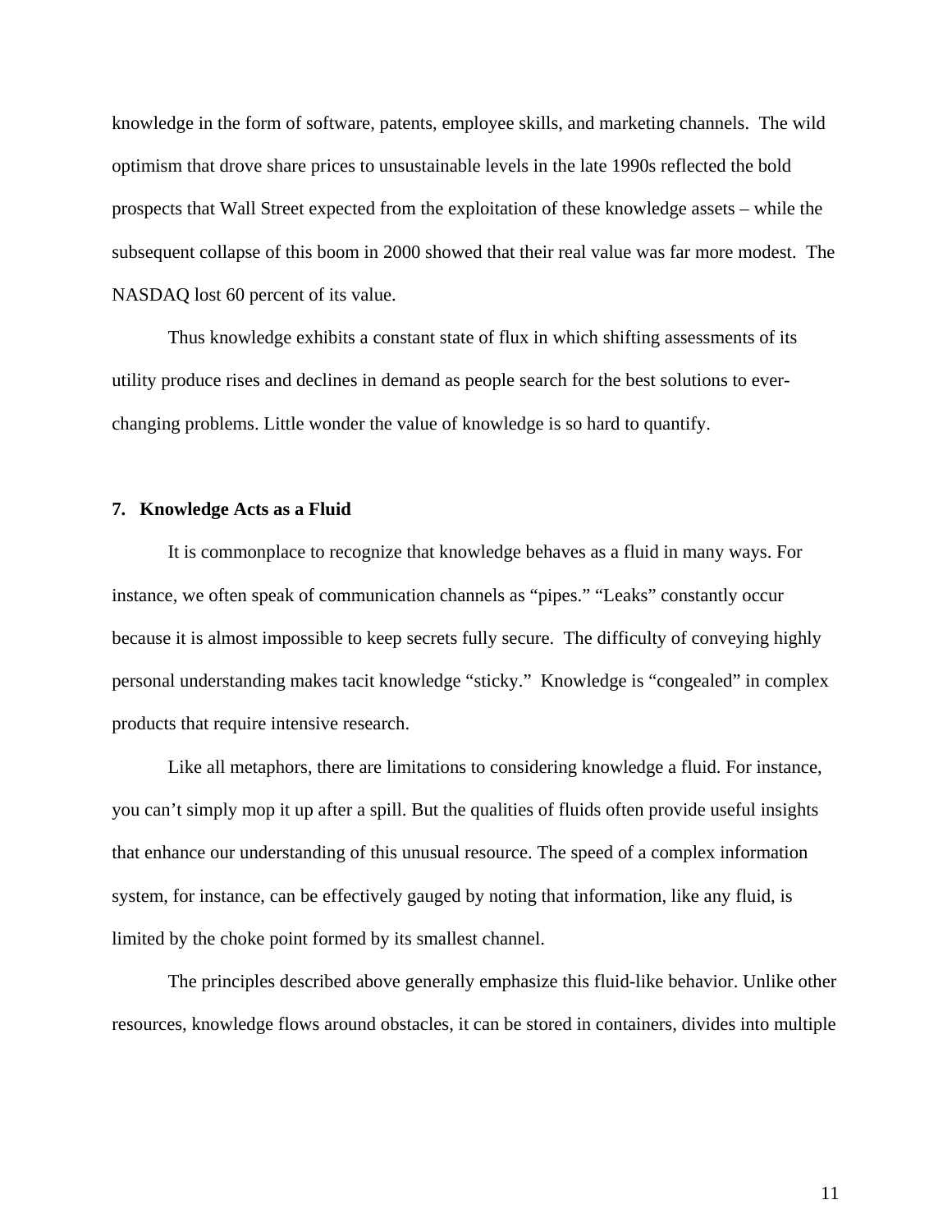knowledge in the form of software, patents, employee skills, and marketing channels. The wild optimism that drove share prices to unsustainable levels in the late 1990s reflected the bold prospects that Wall Street expected from the exploitation of these knowledge assets – while the subsequent collapse of this boom in 2000 showed that their real value was far more modest. The NASDAQ lost 60 percent of its value.

Thus knowledge exhibits a constant state of flux in which shifting assessments of its utility produce rises and declines in demand as people search for the best solutions to ever-changing problems. Little wonder the value of knowledge is so hard to quantify.

### 7. Knowledge Acts as a Fluid

It is commonplace to recognize that knowledge behaves as a fluid in many ways. For instance, we often speak of communication channels as "pipes." "Leaks" constantly occur because it is almost impossible to keep secrets fully secure. The difficulty of conveying highly personal understanding makes tacit knowledge "sticky." Knowledge is "congealed" in complex products that require intensive research.

Like all metaphors, there are limitations to considering knowledge a fluid. For instance, you can't simply mop it up after a spill. But the qualities of fluids often provide useful insights that enhance our understanding of this unusual resource. The speed of a complex information system, for instance, can be effectively gauged by noting that information, like any fluid, is limited by the choke point formed by its smallest channel.

The principles described above generally emphasize this fluid-like behavior. Unlike other resources, knowledge flows around obstacles, it can be stored in containers, divides into multiple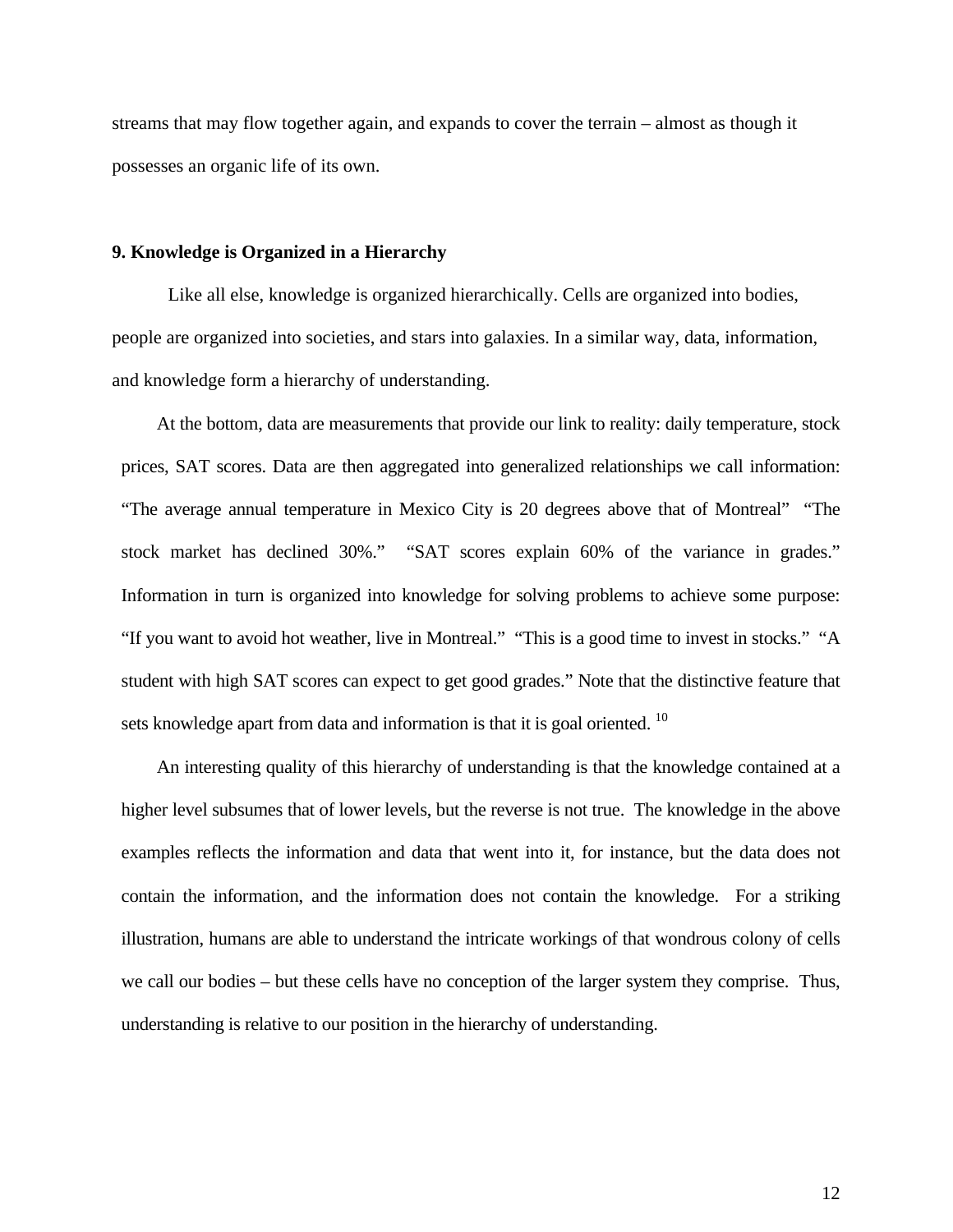streams that may flow together again, and expands to cover the terrain – almost as though it possesses an organic life of its own.

### 9. Knowledge is Organized in a Hierarchy

Like all else, knowledge is organized hierarchically. Cells are organized into bodies, people are organized into societies, and stars into galaxies. In a similar way, data, information, and knowledge form a hierarchy of understanding.

At the bottom, data are measurements that provide our link to reality: daily temperature, stock prices, SAT scores. Data are then aggregated into generalized relationships we call information: "The average annual temperature in Mexico City is 20 degrees above that of Montreal" "The stock market has declined 30%." "SAT scores explain 60% of the variance in grades." Information in turn is organized into knowledge for solving problems to achieve some purpose: "If you want to avoid hot weather, live in Montreal." "This is a good time to invest in stocks." "A student with high SAT scores can expect to get good grades." Note that the distinctive feature that sets knowledge apart from data and information is that it is goal oriented. [10]

An interesting quality of this hierarchy of understanding is that the knowledge contained at a higher level subsumes that of lower levels, but the reverse is not true. The knowledge in the above examples reflects the information and data that went into it, for instance, but the data does not contain the information, and the information does not contain the knowledge. For a striking illustration, humans are able to understand the intricate workings of that wondrous colony of cells we call our bodies – but these cells have no conception of the larger system they comprise. Thus, understanding is relative to our position in the hierarchy of understanding.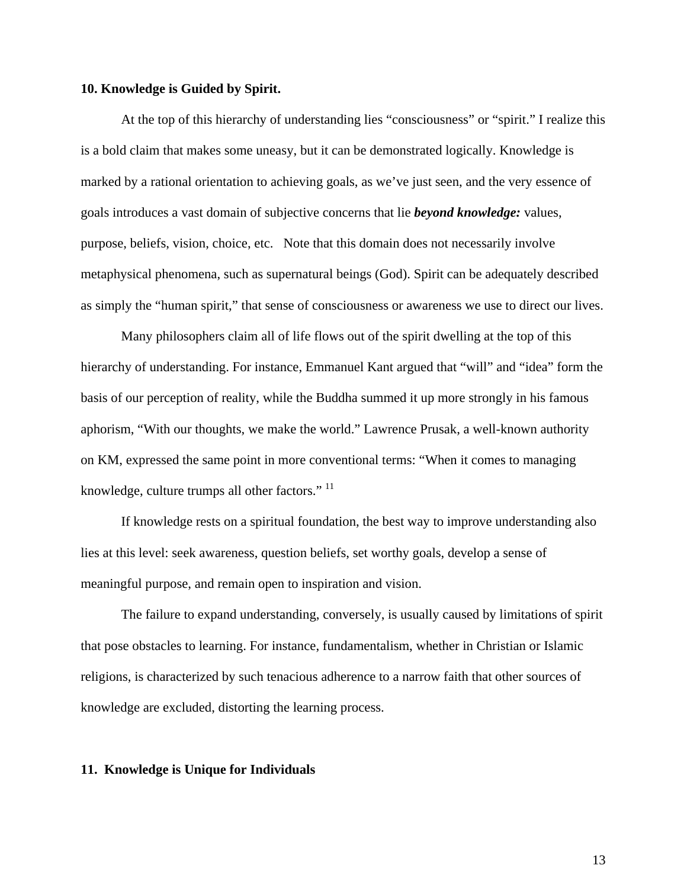**10. Knowledge is Guided by Spirit.**

At the top of this hierarchy of understanding lies “consciousness” or “spirit.” I realize this is a bold claim that makes some uneasy, but it can be demonstrated logically. Knowledge is marked by a rational orientation to achieving goals, as we’ve just seen, and the very essence of goals introduces a vast domain of subjective concerns that lie ***beyond knowledge:*** values, purpose, beliefs, vision, choice, etc. Note that this domain does not necessarily involve metaphysical phenomena, such as supernatural beings (God). Spirit can be adequately described as simply the “human spirit,” that sense of consciousness or awareness we use to direct our lives.

Many philosophers claim all of life flows out of the spirit dwelling at the top of this hierarchy of understanding. For instance, Emmanuel Kant argued that “will” and “idea” form the basis of our perception of reality, while the Buddha summed it up more strongly in his famous aphorism, “With our thoughts, we make the world.” Lawrence Prusak, a well-known authority on KM, expressed the same point in more conventional terms: “When it comes to managing knowledge, culture trumps all other factors.” [11]

If knowledge rests on a spiritual foundation, the best way to improve understanding also lies at this level: seek awareness, question beliefs, set worthy goals, develop a sense of meaningful purpose, and remain open to inspiration and vision.

The failure to expand understanding, conversely, is usually caused by limitations of spirit that pose obstacles to learning. For instance, fundamentalism, whether in Christian or Islamic religions, is characterized by such tenacious adherence to a narrow faith that other sources of knowledge are excluded, distorting the learning process.

**11. Knowledge is Unique for Individuals**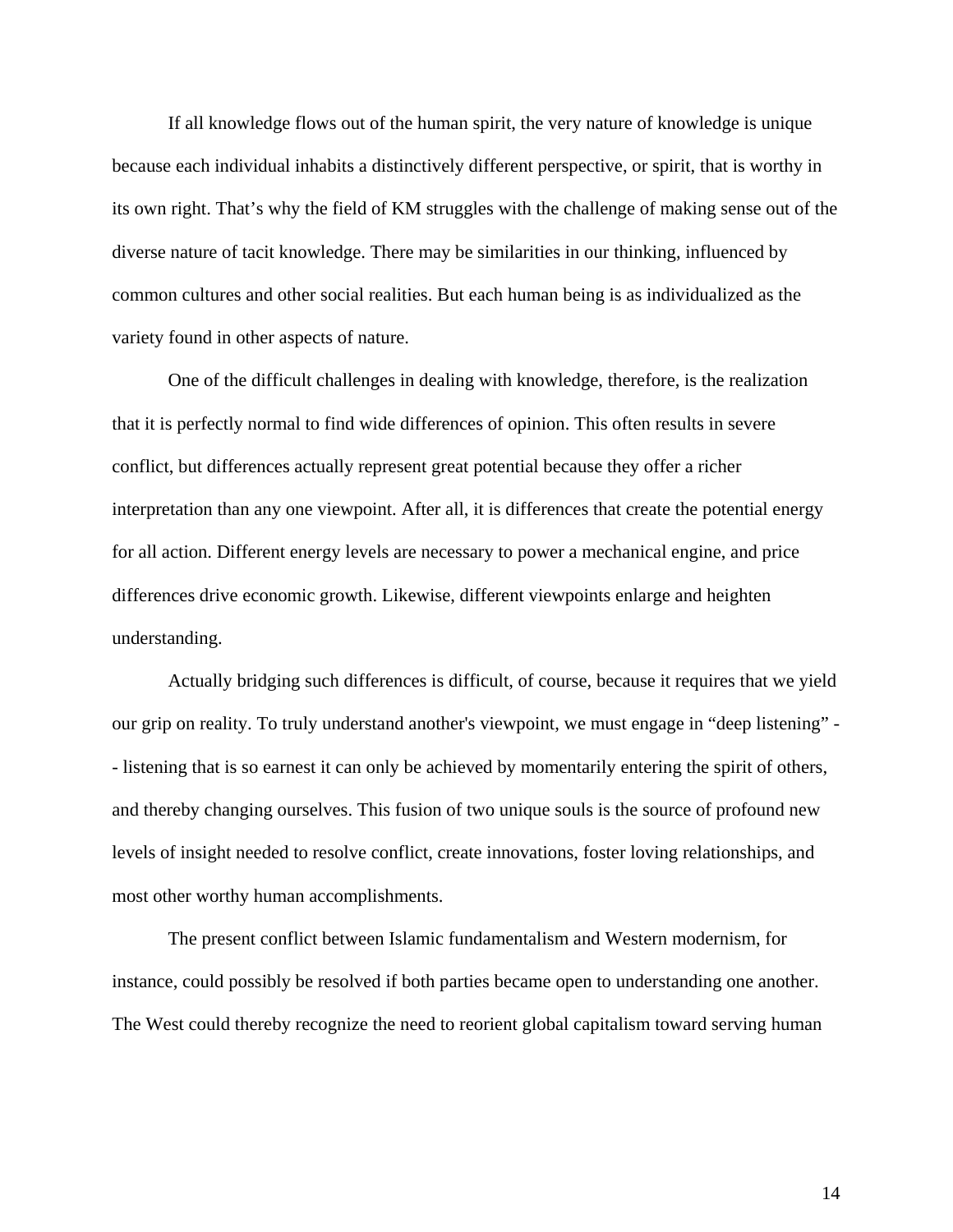If all knowledge flows out of the human spirit, the very nature of knowledge is unique because each individual inhabits a distinctively different perspective, or spirit, that is worthy in its own right. That's why the field of KM struggles with the challenge of making sense out of the diverse nature of tacit knowledge. There may be similarities in our thinking, influenced by common cultures and other social realities. But each human being is as individualized as the variety found in other aspects of nature.

One of the difficult challenges in dealing with knowledge, therefore, is the realization that it is perfectly normal to find wide differences of opinion. This often results in severe conflict, but differences actually represent great potential because they offer a richer interpretation than any one viewpoint. After all, it is differences that create the potential energy for all action. Different energy levels are necessary to power a mechanical engine, and price differences drive economic growth. Likewise, different viewpoints enlarge and heighten understanding.

Actually bridging such differences is difficult, of course, because it requires that we yield our grip on reality. To truly understand another's viewpoint, we must engage in "deep listening" -- listening that is so earnest it can only be achieved by momentarily entering the spirit of others, and thereby changing ourselves. This fusion of two unique souls is the source of profound new levels of insight needed to resolve conflict, create innovations, foster loving relationships, and most other worthy human accomplishments.

The present conflict between Islamic fundamentalism and Western modernism, for instance, could possibly be resolved if both parties became open to understanding one another. The West could thereby recognize the need to reorient global capitalism toward serving human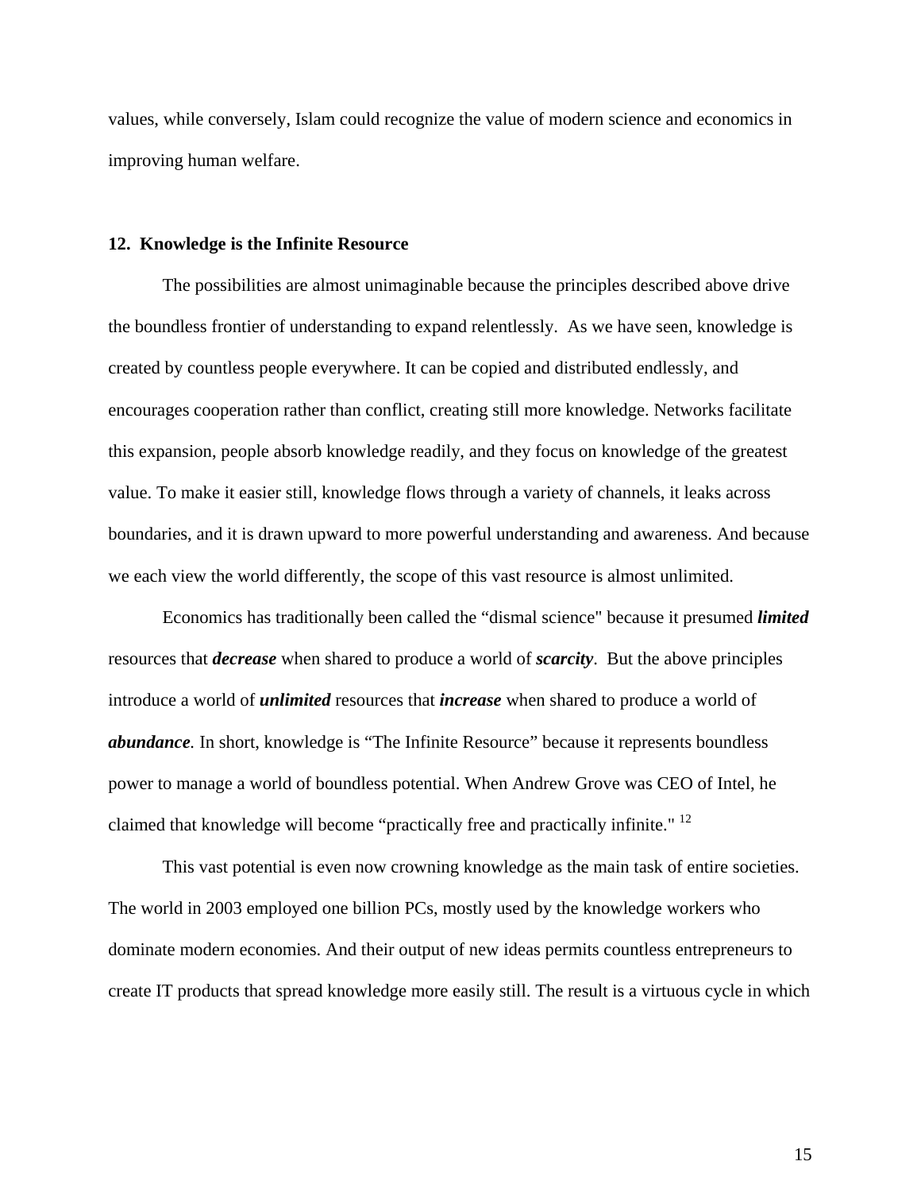values, while conversely, Islam could recognize the value of modern science and economics in improving human welfare.

## 12. Knowledge is the Infinite Resource

The possibilities are almost unimaginable because the principles described above drive the boundless frontier of understanding to expand relentlessly. As we have seen, knowledge is created by countless people everywhere. It can be copied and distributed endlessly, and encourages cooperation rather than conflict, creating still more knowledge. Networks facilitate this expansion, people absorb knowledge readily, and they focus on knowledge of the greatest value. To make it easier still, knowledge flows through a variety of channels, it leaks across boundaries, and it is drawn upward to more powerful understanding and awareness. And because we each view the world differently, the scope of this vast resource is almost unlimited.

Economics has traditionally been called the "dismal science" because it presumed ***limited*** resources that ***decrease*** when shared to produce a world of ***scarcity***. But the above principles introduce a world of ***unlimited*** resources that ***increase*** when shared to produce a world of ***abundance***. In short, knowledge is "The Infinite Resource" because it represents boundless power to manage a world of boundless potential. When Andrew Grove was CEO of Intel, he claimed that knowledge will become "practically free and practically infinite." [12]

This vast potential is even now crowning knowledge as the main task of entire societies. The world in 2003 employed one billion PCs, mostly used by the knowledge workers who dominate modern economies. And their output of new ideas permits countless entrepreneurs to create IT products that spread knowledge more easily still. The result is a virtuous cycle in which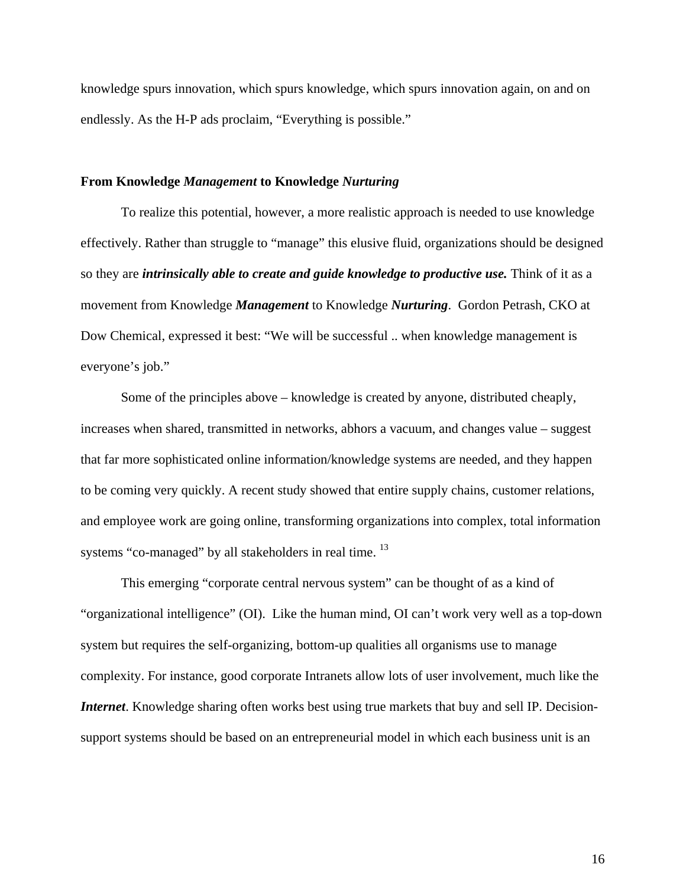knowledge spurs innovation, which spurs knowledge, which spurs innovation again, on and on endlessly. As the H-P ads proclaim, "Everything is possible."

## From Knowledge *Management* to Knowledge *Nurturing*

To realize this potential, however, a more realistic approach is needed to use knowledge effectively. Rather than struggle to "manage" this elusive fluid, organizations should be designed so they are ***intrinsically able to create and guide knowledge to productive use.*** Think of it as a movement from Knowledge ***Management*** to Knowledge ***Nurturing***. Gordon Petrash, CKO at Dow Chemical, expressed it best: "We will be successful .. when knowledge management is everyone's job."

Some of the principles above – knowledge is created by anyone, distributed cheaply, increases when shared, transmitted in networks, abhors a vacuum, and changes value – suggest that far more sophisticated online information/knowledge systems are needed, and they happen to be coming very quickly. A recent study showed that entire supply chains, customer relations, and employee work are going online, transforming organizations into complex, total information systems "co-managed" by all stakeholders in real time. [13]

This emerging "corporate central nervous system" can be thought of as a kind of "organizational intelligence" (OI). Like the human mind, OI can't work very well as a top-down system but requires the self-organizing, bottom-up qualities all organisms use to manage complexity. For instance, good corporate Intranets allow lots of user involvement, much like the ***Internet***. Knowledge sharing often works best using true markets that buy and sell IP. Decision-support systems should be based on an entrepreneurial model in which each business unit is an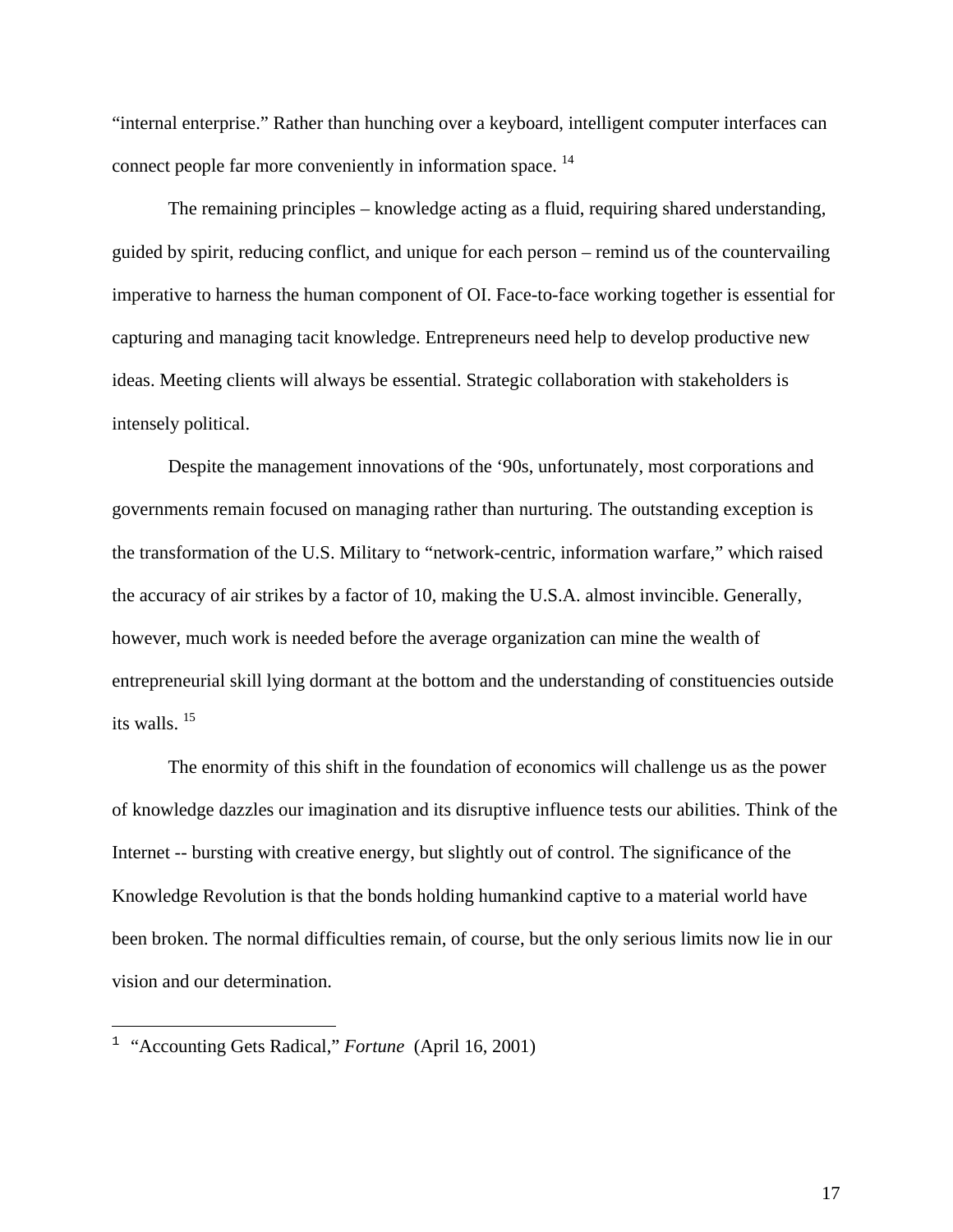"internal enterprise." Rather than hunching over a keyboard, intelligent computer interfaces can connect people far more conveniently in information space. [14]

The remaining principles – knowledge acting as a fluid, requiring shared understanding, guided by spirit, reducing conflict, and unique for each person – remind us of the countervailing imperative to harness the human component of OI. Face-to-face working together is essential for capturing and managing tacit knowledge. Entrepreneurs need help to develop productive new ideas. Meeting clients will always be essential. Strategic collaboration with stakeholders is intensely political.

Despite the management innovations of the '90s, unfortunately, most corporations and governments remain focused on managing rather than nurturing. The outstanding exception is the transformation of the U.S. Military to "network-centric, information warfare," which raised the accuracy of air strikes by a factor of 10, making the U.S.A. almost invincible. Generally, however, much work is needed before the average organization can mine the wealth of entrepreneurial skill lying dormant at the bottom and the understanding of constituencies outside its walls. [15]

The enormity of this shift in the foundation of economics will challenge us as the power of knowledge dazzles our imagination and its disruptive influence tests our abilities. Think of the Internet -- bursting with creative energy, but slightly out of control. The significance of the Knowledge Revolution is that the bonds holding humankind captive to a material world have been broken. The normal difficulties remain, of course, but the only serious limits now lie in our vision and our determination.

---

[1] "Accounting Gets Radical," *Fortune* (April 16, 2001)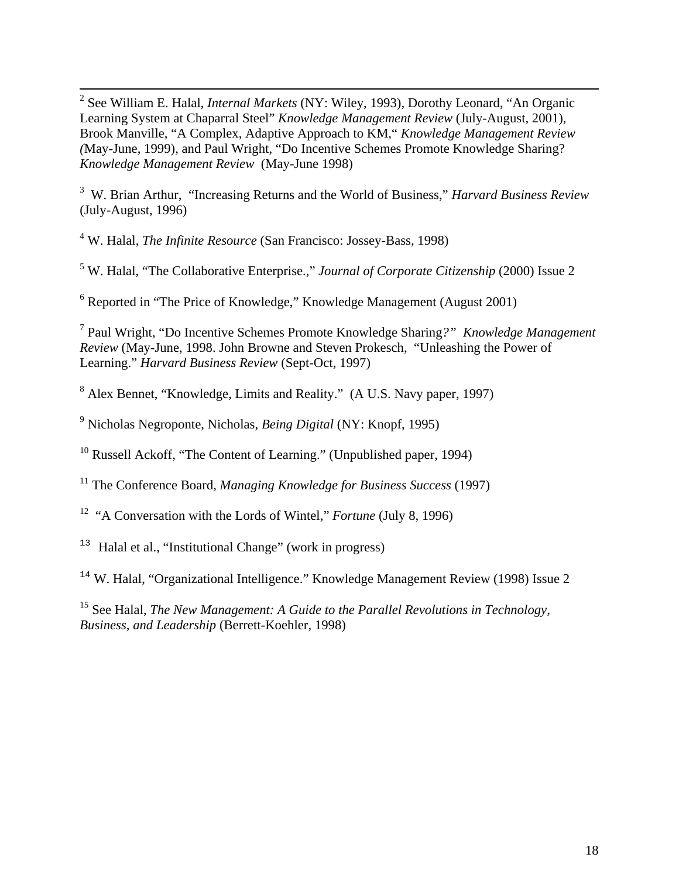[2] See William E. Halal, *Internal Markets* (NY: Wiley, 1993), Dorothy Leonard, "An Organic Learning System at Chaparral Steel" *Knowledge Management Review* (July-August, 2001), Brook Manville, "A Complex, Adaptive Approach to KM," *Knowledge Management Review (*May-June, 1999), and Paul Wright, "Do Incentive Schemes Promote Knowledge Sharing? *Knowledge Management Review* (May-June 1998)

[3] W. Brian Arthur, "Increasing Returns and the World of Business," *Harvard Business Review* (July-August, 1996)

[4] W. Halal, *The Infinite Resource* (San Francisco: Jossey-Bass, 1998)

[5] W. Halal, "The Collaborative Enterprise.," *Journal of Corporate Citizenship* (2000) Issue 2

[6] Reported in "The Price of Knowledge," Knowledge Management (August 2001)

[7] Paul Wright, "Do Incentive Schemes Promote Knowledge Sharing*?"* *Knowledge Management Review* (May-June, 1998. John Browne and Steven Prokesch, "Unleashing the Power of Learning." *Harvard Business Review* (Sept-Oct, 1997)

[8] Alex Bennet, "Knowledge, Limits and Reality." (A U.S. Navy paper, 1997)

[9] Nicholas Negroponte, Nicholas, *Being Digital* (NY: Knopf, 1995)

[10] Russell Ackoff, "The Content of Learning." (Unpublished paper, 1994)

[11] The Conference Board, *Managing Knowledge for Business Success* (1997)

[12] "A Conversation with the Lords of Wintel," *Fortune* (July 8, 1996)

[13] Halal et al., "Institutional Change" (work in progress)

[14] W. Halal, "Organizational Intelligence." Knowledge Management Review (1998) Issue 2

[15] See Halal, *The New Management: A Guide to the Parallel Revolutions in Technology, Business, and Leadership* (Berrett-Koehler, 1998)